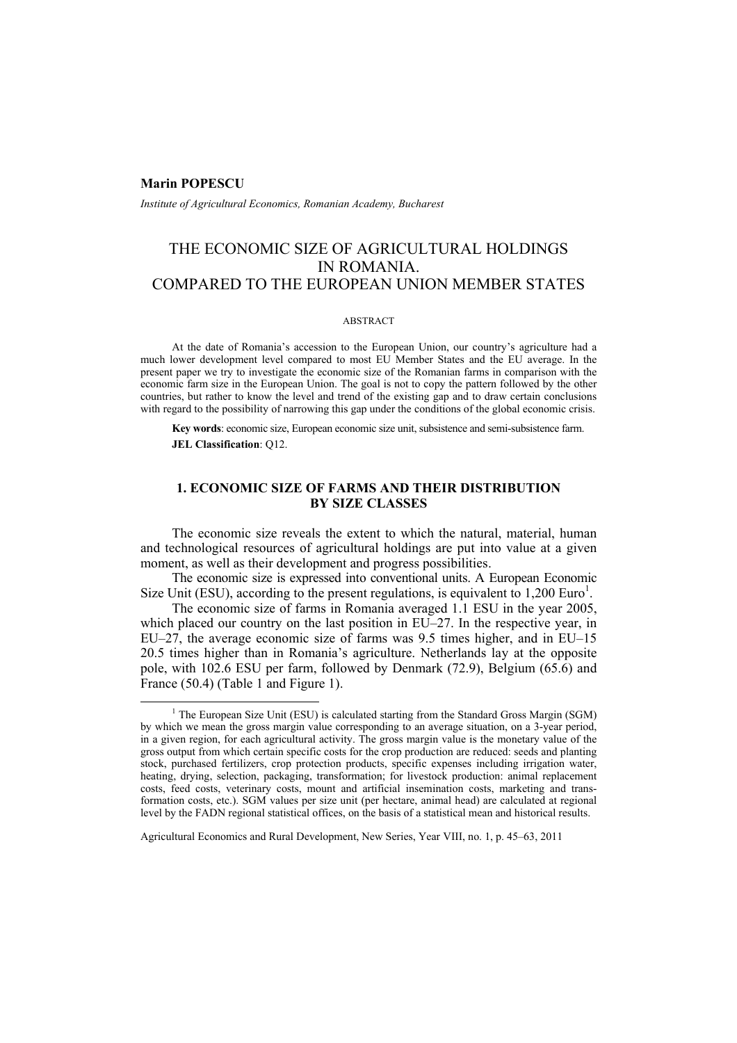**Marin POPESCU**

*Institute of Agricultural Economics, Romanian Academy, Bucharest*

# THE ECONOMIC SIZE OF AGRICULTURAL HOLDINGS IN ROMANIA. COMPARED TO THE EUROPEAN UNION MEMBER STATES

ABSTRACT

At the date of Romania's accession to the European Union, our country's agriculture had a much lower development level compared to most EU Member States and the EU average. In the present paper we try to investigate the economic size of the Romanian farms in comparison with the economic farm size in the European Union. The goal is not to copy the pattern followed by the other countries, but rather to know the level and trend of the existing gap and to draw certain conclusions with regard to the possibility of narrowing this gap under the conditions of the global economic crisis.

**Key words**: economic size, European economic size unit, subsistence and semi-subsistence farm.

**JEL Classification**: Q12.

## 1. ECONOMIC SIZE OF FARMS AND THEIR DISTRIBUTION BY SIZE CLASSES

The economic size reveals the extent to which the natural, material, human and technological resources of agricultural holdings are put into value at a given moment, as well as their development and progress possibilities.

The economic size is expressed into conventional units. A European Economic Size Unit (ESU), according to the present regulations, is equivalent to 1,200 Euro[1].

The economic size of farms in Romania averaged 1.1 ESU in the year 2005, which placed our country on the last position in EU–27. In the respective year, in EU–27, the average economic size of farms was 9.5 times higher, and in EU–15 20.5 times higher than in Romania's agriculture. Netherlands lay at the opposite pole, with 102.6 ESU per farm, followed by Denmark (72.9), Belgium (65.6) and France (50.4) (Table 1 and Figure 1).

[1] The European Size Unit (ESU) is calculated starting from the Standard Gross Margin (SGM) by which we mean the gross margin value corresponding to an average situation, on a 3-year period, in a given region, for each agricultural activity. The gross margin value is the monetary value of the gross output from which certain specific costs for the crop production are reduced: seeds and planting stock, purchased fertilizers, crop protection products, specific expenses including irrigation water, heating, drying, selection, packaging, transformation; for livestock production: animal replacement costs, feed costs, veterinary costs, mount and artificial insemination costs, marketing and transformation costs, etc.). SGM values per size unit (per hectare, animal head) are calculated at regional level by the FADN regional statistical offices, on the basis of a statistical mean and historical results.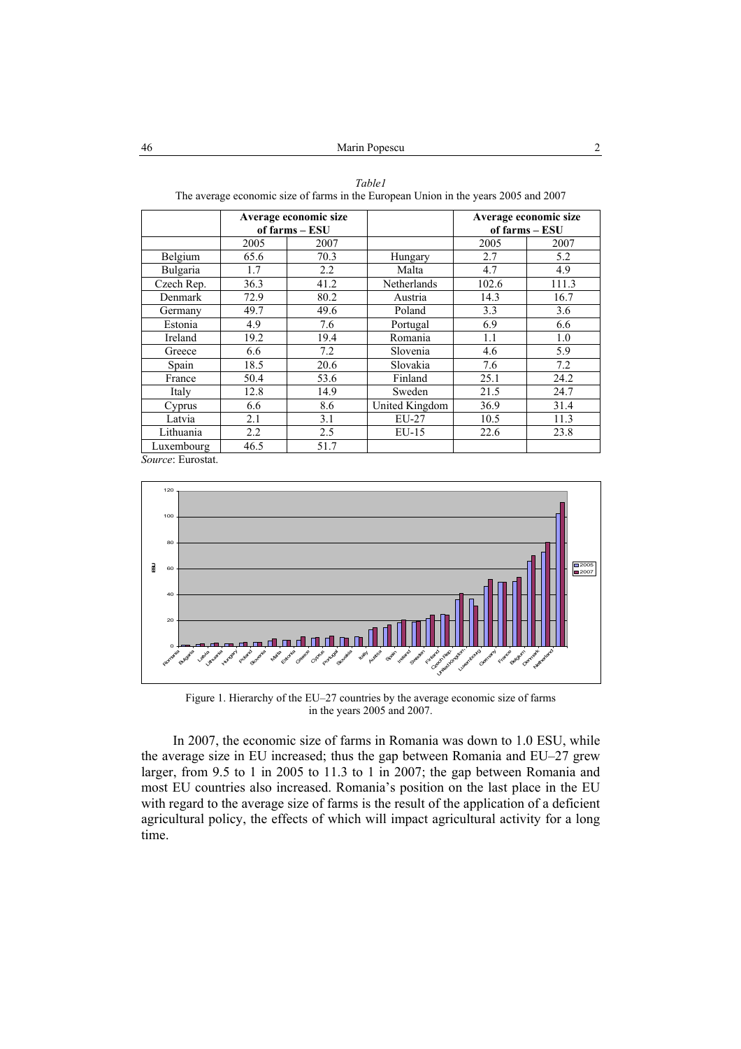*Table1*

The average economic size of farms in the European Union in the years 2005 and 2007

| | Average economic size of farms – ESU | | | Average economic size of farms – ESU | |
|---|---|---|---|---|---|
| | 2005 | 2007 | | 2005 | 2007 |
| Belgium | 65.6 | 70.3 | Hungary | 2.7 | 5.2 |
| Bulgaria | 1.7 | 2.2 | Malta | 4.7 | 4.9 |
| Czech Rep. | 36.3 | 41.2 | Netherlands | 102.6 | 111.3 |
| Denmark | 72.9 | 80.2 | Austria | 14.3 | 16.7 |
| Germany | 49.7 | 49.6 | Poland | 3.3 | 3.6 |
| Estonia | 4.9 | 7.6 | Portugal | 6.9 | 6.6 |
| Ireland | 19.2 | 19.4 | Romania | 1.1 | 1.0 |
| Greece | 6.6 | 7.2 | Slovenia | 4.6 | 5.9 |
| Spain | 18.5 | 20.6 | Slovakia | 7.6 | 7.2 |
| France | 50.4 | 53.6 | Finland | 25.1 | 24.2 |
| Italy | 12.8 | 14.9 | Sweden | 21.5 | 24.7 |
| Cyprus | 6.6 | 8.6 | United Kingdom | 36.9 | 31.4 |
| Latvia | 2.1 | 3.1 | EU-27 | 10.5 | 11.3 |
| Lithuania | 2.2 | 2.5 | EU-15 | 22.6 | 23.8 |
| Luxembourg | 46.5 | 51.7 | | | |

*Source*: Eurostat.

Figure 1. Hierarchy of the EU–27 countries by the average economic size of farms in the years 2005 and 2007.

In 2007, the economic size of farms in Romania was down to 1.0 ESU, while the average size in EU increased; thus the gap between Romania and EU–27 grew larger, from 9.5 to 1 in 2005 to 11.3 to 1 in 2007; the gap between Romania and most EU countries also increased. Romania's position on the last place in the EU with regard to the average size of farms is the result of the application of a deficient agricultural policy, the effects of which will impact agricultural activity for a long time.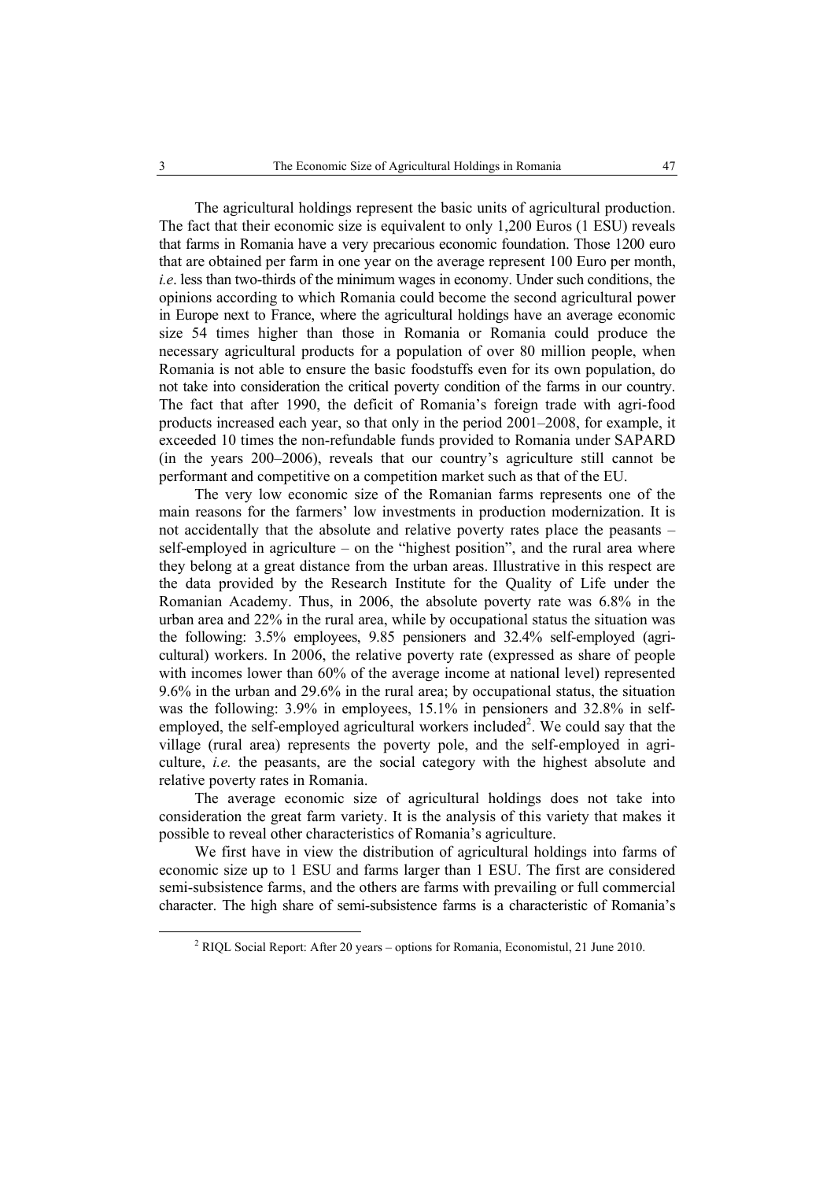The agricultural holdings represent the basic units of agricultural production. The fact that their economic size is equivalent to only 1,200 Euros (1 ESU) reveals that farms in Romania have a very precarious economic foundation. Those 1200 euro that are obtained per farm in one year on the average represent 100 Euro per month, *i.e*. less than two-thirds of the minimum wages in economy. Under such conditions, the opinions according to which Romania could become the second agricultural power in Europe next to France, where the agricultural holdings have an average economic size 54 times higher than those in Romania or Romania could produce the necessary agricultural products for a population of over 80 million people, when Romania is not able to ensure the basic foodstuffs even for its own population, do not take into consideration the critical poverty condition of the farms in our country. The fact that after 1990, the deficit of Romania's foreign trade with agri-food products increased each year, so that only in the period 2001–2008, for example, it exceeded 10 times the non-refundable funds provided to Romania under SAPARD (in the years 200–2006), reveals that our country's agriculture still cannot be performant and competitive on a competition market such as that of the EU.

The very low economic size of the Romanian farms represents one of the main reasons for the farmers' low investments in production modernization. It is not accidentally that the absolute and relative poverty rates place the peasants – self-employed in agriculture – on the "highest position", and the rural area where they belong at a great distance from the urban areas. Illustrative in this respect are the data provided by the Research Institute for the Quality of Life under the Romanian Academy. Thus, in 2006, the absolute poverty rate was 6.8% in the urban area and 22% in the rural area, while by occupational status the situation was the following: 3.5% employees, 9.85 pensioners and 32.4% self-employed (agricultural) workers. In 2006, the relative poverty rate (expressed as share of people with incomes lower than 60% of the average income at national level) represented 9.6% in the urban and 29.6% in the rural area; by occupational status, the situation was the following: 3.9% in employees, 15.1% in pensioners and 32.8% in self-employed, the self-employed agricultural workers included[2]. We could say that the village (rural area) represents the poverty pole, and the self-employed in agriculture, *i.e.* the peasants, are the social category with the highest absolute and relative poverty rates in Romania.

The average economic size of agricultural holdings does not take into consideration the great farm variety. It is the analysis of this variety that makes it possible to reveal other characteristics of Romania's agriculture.

We first have in view the distribution of agricultural holdings into farms of economic size up to 1 ESU and farms larger than 1 ESU. The first are considered semi-subsistence farms, and the others are farms with prevailing or full commercial character. The high share of semi-subsistence farms is a characteristic of Romania's

[2] RIQL Social Report: After 20 years – options for Romania, Economistul, 21 June 2010.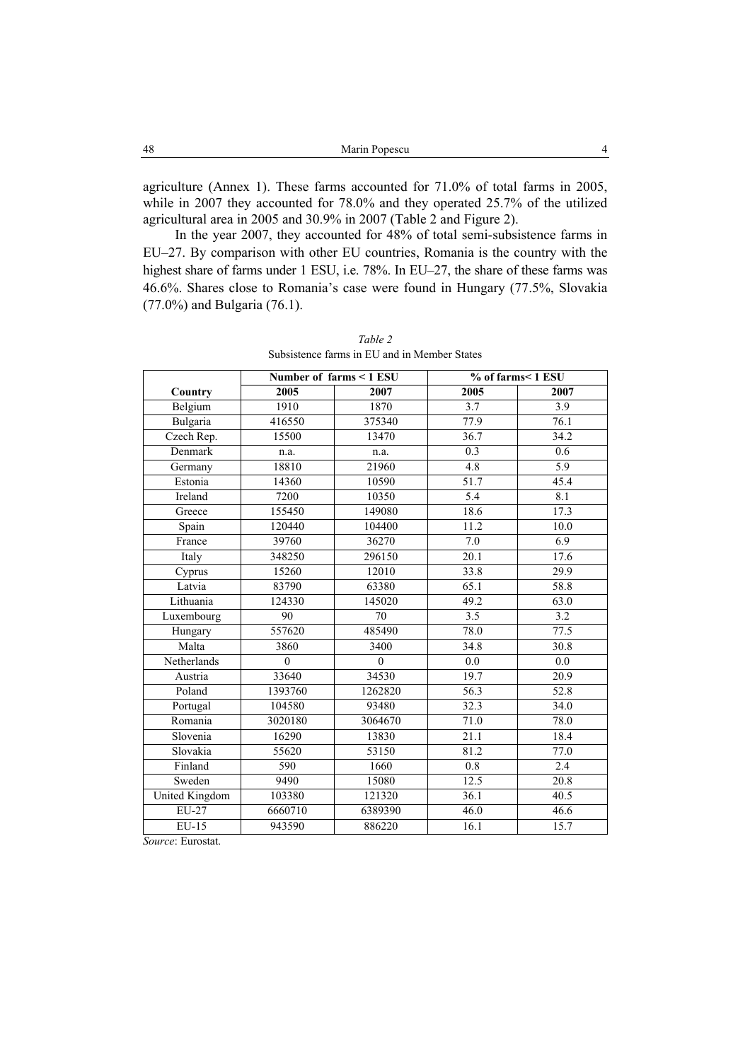agriculture (Annex 1). These farms accounted for 71.0% of total farms in 2005, while in 2007 they accounted for 78.0% and they operated 25.7% of the utilized agricultural area in 2005 and 30.9% in 2007 (Table 2 and Figure 2).

In the year 2007, they accounted for 48% of total semi-subsistence farms in EU–27. By comparison with other EU countries, Romania is the country with the highest share of farms under 1 ESU, i.e. 78%. In EU–27, the share of these farms was 46.6%. Shares close to Romania's case were found in Hungary (77.5%, Slovakia (77.0%) and Bulgaria (76.1).

*Table 2*

Subsistence farms in EU and in Member States

| Country | Number of farms < 1 ESU | | % of farms< 1 ESU | |
|---|---|---|---|---|
| | 2005 | 2007 | 2005 | 2007 |
| Belgium | 1910 | 1870 | 3.7 | 3.9 |
| Bulgaria | 416550 | 375340 | 77.9 | 76.1 |
| Czech Rep. | 15500 | 13470 | 36.7 | 34.2 |
| Denmark | n.a. | n.a. | 0.3 | 0.6 |
| Germany | 18810 | 21960 | 4.8 | 5.9 |
| Estonia | 14360 | 10590 | 51.7 | 45.4 |
| Ireland | 7200 | 10350 | 5.4 | 8.1 |
| Greece | 155450 | 149080 | 18.6 | 17.3 |
| Spain | 120440 | 104400 | 11.2 | 10.0 |
| France | 39760 | 36270 | 7.0 | 6.9 |
| Italy | 348250 | 296150 | 20.1 | 17.6 |
| Cyprus | 15260 | 12010 | 33.8 | 29.9 |
| Latvia | 83790 | 63380 | 65.1 | 58.8 |
| Lithuania | 124330 | 145020 | 49.2 | 63.0 |
| Luxembourg | 90 | 70 | 3.5 | 3.2 |
| Hungary | 557620 | 485490 | 78.0 | 77.5 |
| Malta | 3860 | 3400 | 34.8 | 30.8 |
| Netherlands | 0 | 0 | 0.0 | 0.0 |
| Austria | 33640 | 34530 | 19.7 | 20.9 |
| Poland | 1393760 | 1262820 | 56.3 | 52.8 |
| Portugal | 104580 | 93480 | 32.3 | 34.0 |
| Romania | 3020180 | 3064670 | 71.0 | 78.0 |
| Slovenia | 16290 | 13830 | 21.1 | 18.4 |
| Slovakia | 55620 | 53150 | 81.2 | 77.0 |
| Finland | 590 | 1660 | 0.8 | 2.4 |
| Sweden | 9490 | 15080 | 12.5 | 20.8 |
| United Kingdom | 103380 | 121320 | 36.1 | 40.5 |
| EU-27 | 6660710 | 6389390 | 46.0 | 46.6 |
| EU-15 | 943590 | 886220 | 16.1 | 15.7 |

*Source*: Eurostat.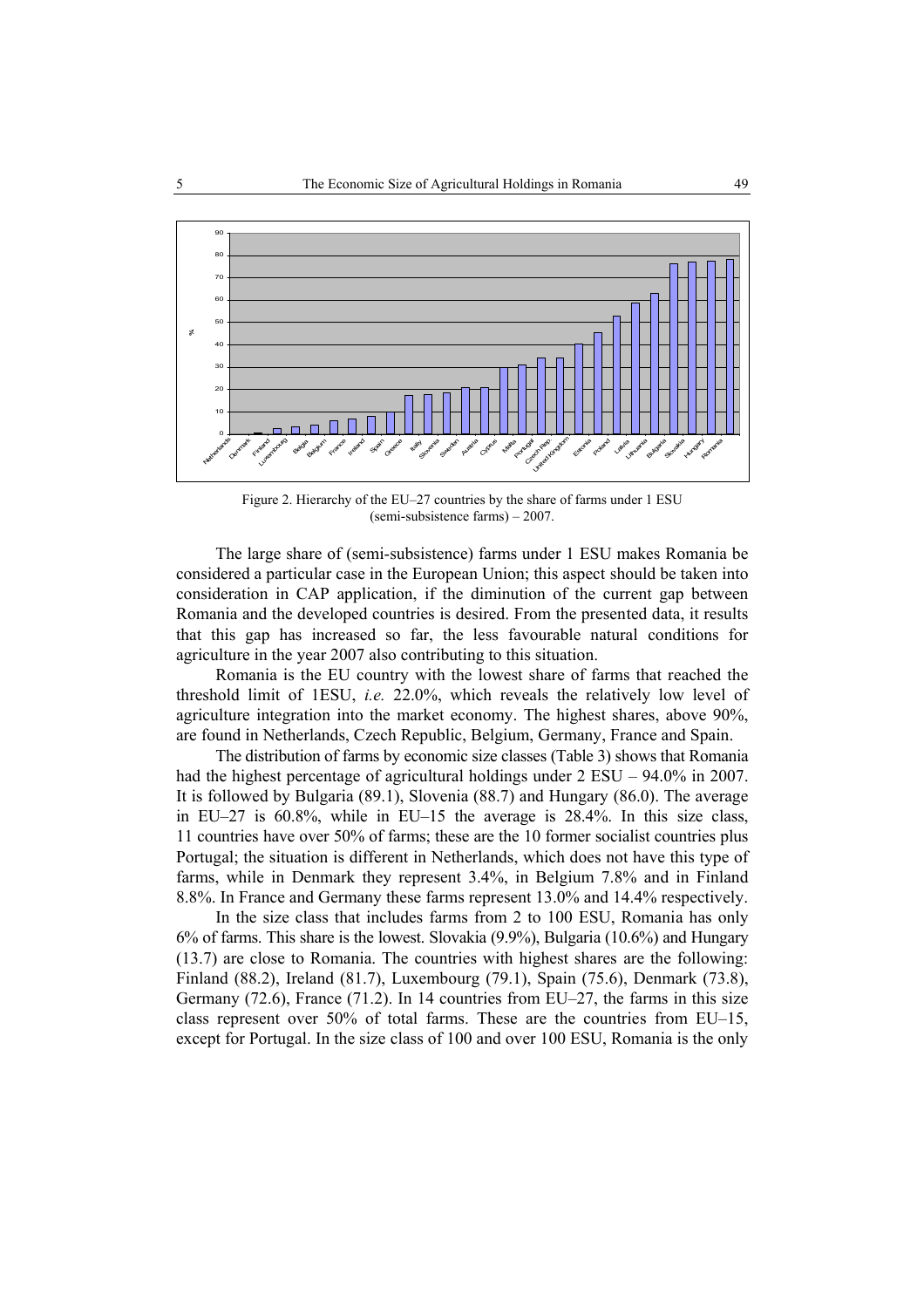Figure 2. Hierarchy of the EU–27 countries by the share of farms under 1 ESU (semi-subsistence farms) – 2007.

The large share of (semi-subsistence) farms under 1 ESU makes Romania be considered a particular case in the European Union; this aspect should be taken into consideration in CAP application, if the diminution of the current gap between Romania and the developed countries is desired. From the presented data, it results that this gap has increased so far, the less favourable natural conditions for agriculture in the year 2007 also contributing to this situation.

Romania is the EU country with the lowest share of farms that reached the threshold limit of 1ESU, *i.e.* 22.0%, which reveals the relatively low level of agriculture integration into the market economy. The highest shares, above 90%, are found in Netherlands, Czech Republic, Belgium, Germany, France and Spain.

The distribution of farms by economic size classes (Table 3) shows that Romania had the highest percentage of agricultural holdings under 2 ESU – 94.0% in 2007. It is followed by Bulgaria (89.1), Slovenia (88.7) and Hungary (86.0). The average in EU–27 is 60.8%, while in EU–15 the average is 28.4%. In this size class, 11 countries have over 50% of farms; these are the 10 former socialist countries plus Portugal; the situation is different in Netherlands, which does not have this type of farms, while in Denmark they represent 3.4%, in Belgium 7.8% and in Finland 8.8%. In France and Germany these farms represent 13.0% and 14.4% respectively.

In the size class that includes farms from 2 to 100 ESU, Romania has only 6% of farms. This share is the lowest. Slovakia (9.9%), Bulgaria (10.6%) and Hungary (13.7) are close to Romania. The countries with highest shares are the following: Finland (88.2), Ireland (81.7), Luxembourg (79.1), Spain (75.6), Denmark (73.8), Germany (72.6), France (71.2). In 14 countries from EU–27, the farms in this size class represent over 50% of total farms. These are the countries from EU–15, except for Portugal. In the size class of 100 and over 100 ESU, Romania is the only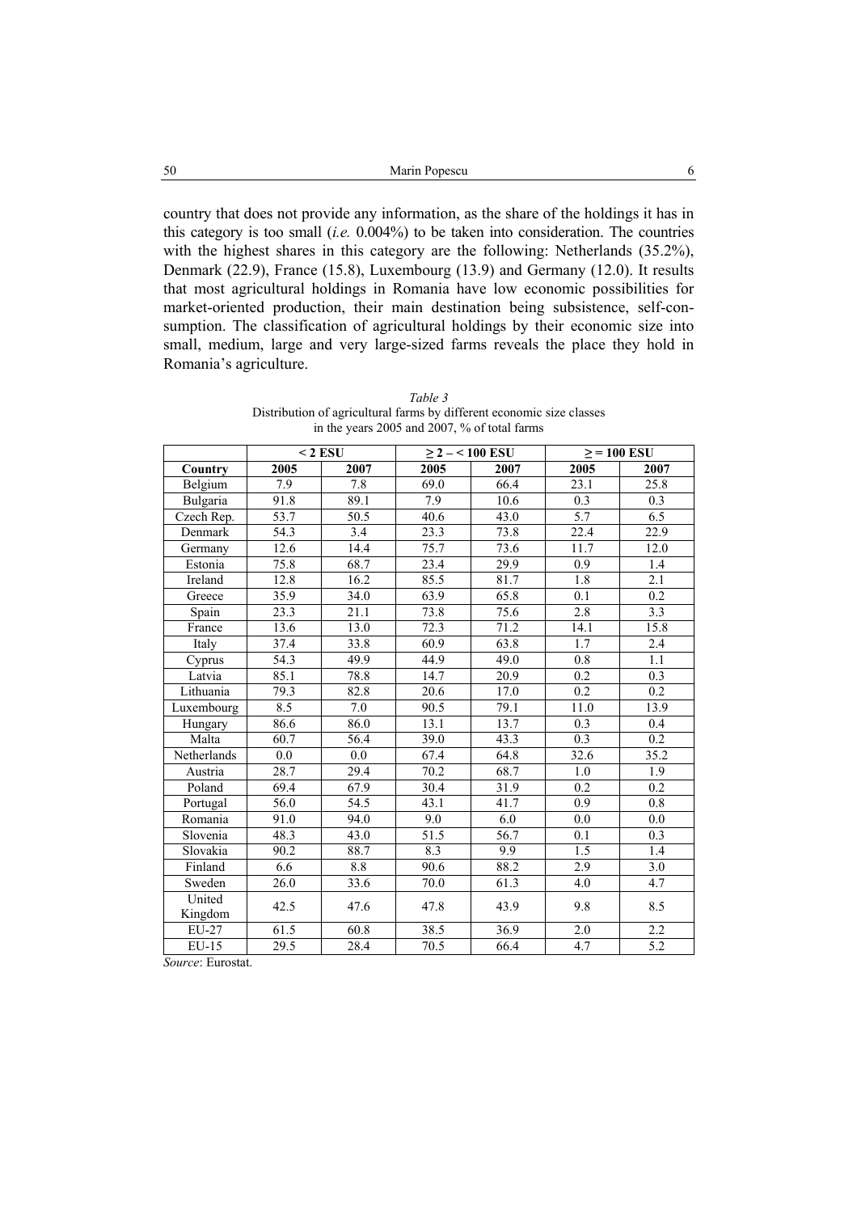country that does not provide any information, as the share of the holdings it has in this category is too small (*i.e.* 0.004%) to be taken into consideration. The countries with the highest shares in this category are the following: Netherlands (35.2%), Denmark (22.9), France (15.8), Luxembourg (13.9) and Germany (12.0). It results that most agricultural holdings in Romania have low economic possibilities for market-oriented production, their main destination being subsistence, self-consumption. The classification of agricultural holdings by their economic size into small, medium, large and very large-sized farms reveals the place they hold in Romania's agriculture.

*Table 3*

Distribution of agricultural farms by different economic size classes in the years 2005 and 2007, % of total farms

| | < 2 ESU | | ≥ 2 – < 100 ESU | | ≥ = 100 ESU | |
|---|---|---|---|---|---|---|
| **Country** | **2005** | **2007** | **2005** | **2007** | **2005** | **2007** |
| Belgium | 7.9 | 7.8 | 69.0 | 66.4 | 23.1 | 25.8 |
| Bulgaria | 91.8 | 89.1 | 7.9 | 10.6 | 0.3 | 0.3 |
| Czech Rep. | 53.7 | 50.5 | 40.6 | 43.0 | 5.7 | 6.5 |
| Denmark | 54.3 | 3.4 | 23.3 | 73.8 | 22.4 | 22.9 |
| Germany | 12.6 | 14.4 | 75.7 | 73.6 | 11.7 | 12.0 |
| Estonia | 75.8 | 68.7 | 23.4 | 29.9 | 0.9 | 1.4 |
| Ireland | 12.8 | 16.2 | 85.5 | 81.7 | 1.8 | 2.1 |
| Greece | 35.9 | 34.0 | 63.9 | 65.8 | 0.1 | 0.2 |
| Spain | 23.3 | 21.1 | 73.8 | 75.6 | 2.8 | 3.3 |
| France | 13.6 | 13.0 | 72.3 | 71.2 | 14.1 | 15.8 |
| Italy | 37.4 | 33.8 | 60.9 | 63.8 | 1.7 | 2.4 |
| Cyprus | 54.3 | 49.9 | 44.9 | 49.0 | 0.8 | 1.1 |
| Latvia | 85.1 | 78.8 | 14.7 | 20.9 | 0.2 | 0.3 |
| Lithuania | 79.3 | 82.8 | 20.6 | 17.0 | 0.2 | 0.2 |
| Luxembourg | 8.5 | 7.0 | 90.5 | 79.1 | 11.0 | 13.9 |
| Hungary | 86.6 | 86.0 | 13.1 | 13.7 | 0.3 | 0.4 |
| Malta | 60.7 | 56.4 | 39.0 | 43.3 | 0.3 | 0.2 |
| Netherlands | 0.0 | 0.0 | 67.4 | 64.8 | 32.6 | 35.2 |
| Austria | 28.7 | 29.4 | 70.2 | 68.7 | 1.0 | 1.9 |
| Poland | 69.4 | 67.9 | 30.4 | 31.9 | 0.2 | 0.2 |
| Portugal | 56.0 | 54.5 | 43.1 | 41.7 | 0.9 | 0.8 |
| Romania | 91.0 | 94.0 | 9.0 | 6.0 | 0.0 | 0.0 |
| Slovenia | 48.3 | 43.0 | 51.5 | 56.7 | 0.1 | 0.3 |
| Slovakia | 90.2 | 88.7 | 8.3 | 9.9 | 1.5 | 1.4 |
| Finland | 6.6 | 8.8 | 90.6 | 88.2 | 2.9 | 3.0 |
| Sweden | 26.0 | 33.6 | 70.0 | 61.3 | 4.0 | 4.7 |
| United Kingdom | 42.5 | 47.6 | 47.8 | 43.9 | 9.8 | 8.5 |
| EU-27 | 61.5 | 60.8 | 38.5 | 36.9 | 2.0 | 2.2 |
| EU-15 | 29.5 | 28.4 | 70.5 | 66.4 | 4.7 | 5.2 |

*Source*: Eurostat.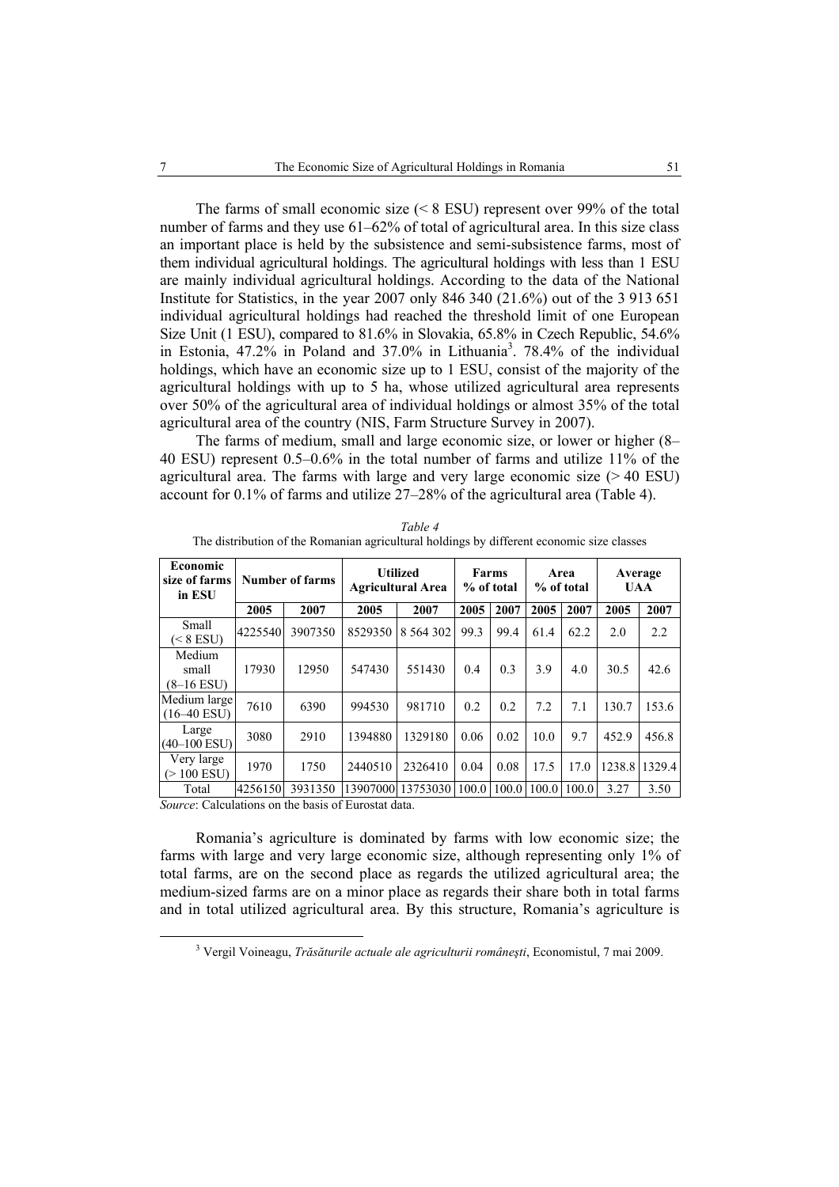The farms of small economic size (< 8 ESU) represent over 99% of the total number of farms and they use 61–62% of total of agricultural area. In this size class an important place is held by the subsistence and semi-subsistence farms, most of them individual agricultural holdings. The agricultural holdings with less than 1 ESU are mainly individual agricultural holdings. According to the data of the National Institute for Statistics, in the year 2007 only 846 340 (21.6%) out of the 3 913 651 individual agricultural holdings had reached the threshold limit of one European Size Unit (1 ESU), compared to 81.6% in Slovakia, 65.8% in Czech Republic, 54.6% in Estonia, 47.2% in Poland and 37.0% in Lithuania[3]. 78.4% of the individual holdings, which have an economic size up to 1 ESU, consist of the majority of the agricultural holdings with up to 5 ha, whose utilized agricultural area represents over 50% of the agricultural area of individual holdings or almost 35% of the total agricultural area of the country (NIS, Farm Structure Survey in 2007).

The farms of medium, small and large economic size, or lower or higher (8–40 ESU) represent 0.5–0.6% in the total number of farms and utilize 11% of the agricultural area. The farms with large and very large economic size (> 40 ESU) account for 0.1% of farms and utilize 27–28% of the agricultural area (Table 4).

*Table 4*

The distribution of the Romanian agricultural holdings by different economic size classes

| Economic size of farms in ESU | Number of farms | | Utilized Agricultural Area | | Farms % of total | | Area % of total | | Average UAA | |
|---|---|---|---|---|---|---|---|---|---|---|
| | 2005 | 2007 | 2005 | 2007 | 2005 | 2007 | 2005 | 2007 | 2005 | 2007 |
| Small (< 8 ESU) | 4225540 | 3907350 | 8529350 | 8 564 302 | 99.3 | 99.4 | 61.4 | 62.2 | 2.0 | 2.2 |
| Medium small (8–16 ESU) | 17930 | 12950 | 547430 | 551430 | 0.4 | 0.3 | 3.9 | 4.0 | 30.5 | 42.6 |
| Medium large (16–40 ESU) | 7610 | 6390 | 994530 | 981710 | 0.2 | 0.2 | 7.2 | 7.1 | 130.7 | 153.6 |
| Large (40–100 ESU) | 3080 | 2910 | 1394880 | 1329180 | 0.06 | 0.02 | 10.0 | 9.7 | 452.9 | 456.8 |
| Very large (> 100 ESU) | 1970 | 1750 | 2440510 | 2326410 | 0.04 | 0.08 | 17.5 | 17.0 | 1238.8 | 1329.4 |
| Total | 4256150 | 3931350 | 13907000 | 13753030 | 100.0 | 100.0 | 100.0 | 100.0 | 3.27 | 3.50 |

*Source*: Calculations on the basis of Eurostat data.

Romania's agriculture is dominated by farms with low economic size; the farms with large and very large economic size, although representing only 1% of total farms, are on the second place as regards the utilized agricultural area; the medium-sized farms are on a minor place as regards their share both in total farms and in total utilized agricultural area. By this structure, Romania's agriculture is

[3] Vergil Voineagu, *Trăsăturile actuale ale agriculturii româneşti*, Economistul, 7 mai 2009.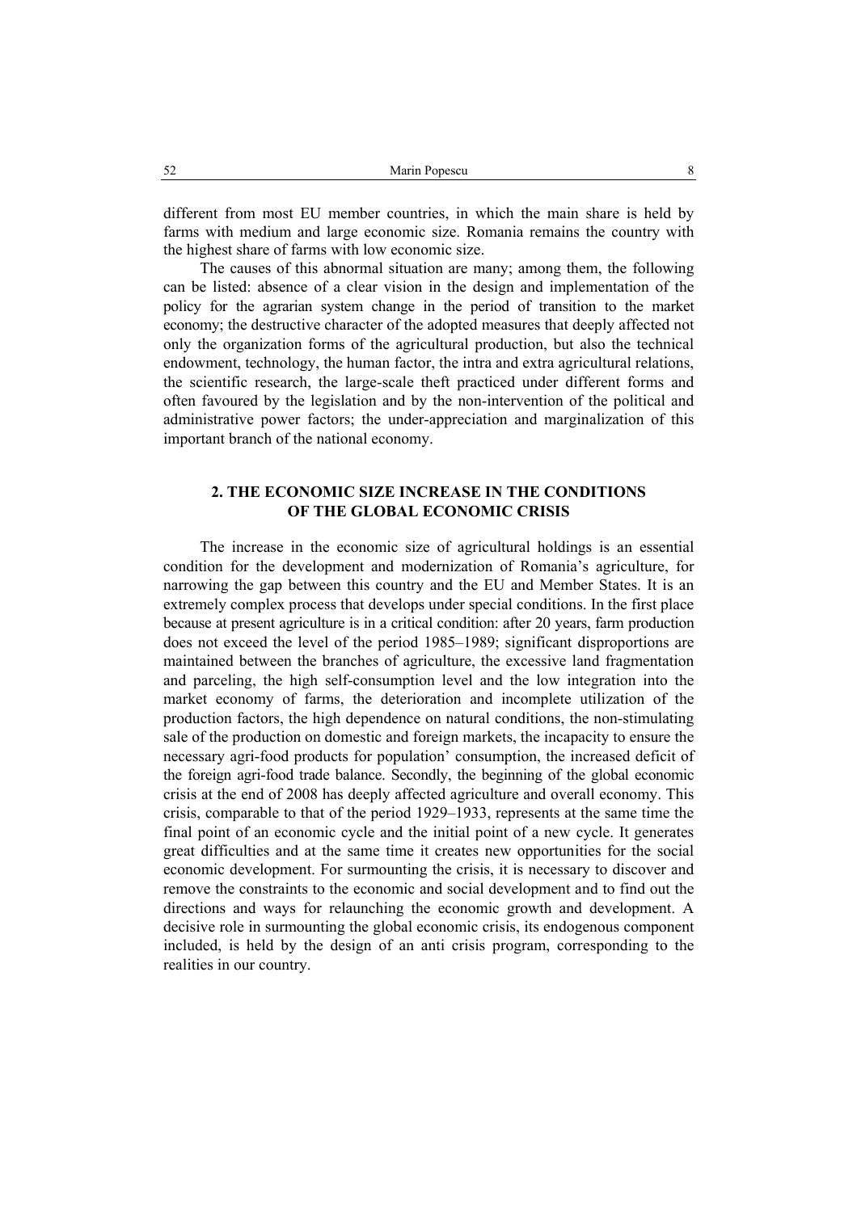different from most EU member countries, in which the main share is held by farms with medium and large economic size. Romania remains the country with the highest share of farms with low economic size.

The causes of this abnormal situation are many; among them, the following can be listed: absence of a clear vision in the design and implementation of the policy for the agrarian system change in the period of transition to the market economy; the destructive character of the adopted measures that deeply affected not only the organization forms of the agricultural production, but also the technical endowment, technology, the human factor, the intra and extra agricultural relations, the scientific research, the large-scale theft practiced under different forms and often favoured by the legislation and by the non-intervention of the political and administrative power factors; the under-appreciation and marginalization of this important branch of the national economy.

## 2. THE ECONOMIC SIZE INCREASE IN THE CONDITIONS OF THE GLOBAL ECONOMIC CRISIS

The increase in the economic size of agricultural holdings is an essential condition for the development and modernization of Romania's agriculture, for narrowing the gap between this country and the EU and Member States. It is an extremely complex process that develops under special conditions. In the first place because at present agriculture is in a critical condition: after 20 years, farm production does not exceed the level of the period 1985–1989; significant disproportions are maintained between the branches of agriculture, the excessive land fragmentation and parceling, the high self-consumption level and the low integration into the market economy of farms, the deterioration and incomplete utilization of the production factors, the high dependence on natural conditions, the non-stimulating sale of the production on domestic and foreign markets, the incapacity to ensure the necessary agri-food products for population' consumption, the increased deficit of the foreign agri-food trade balance. Secondly, the beginning of the global economic crisis at the end of 2008 has deeply affected agriculture and overall economy. This crisis, comparable to that of the period 1929–1933, represents at the same time the final point of an economic cycle and the initial point of a new cycle. It generates great difficulties and at the same time it creates new opportunities for the social economic development. For surmounting the crisis, it is necessary to discover and remove the constraints to the economic and social development and to find out the directions and ways for relaunching the economic growth and development. A decisive role in surmounting the global economic crisis, its endogenous component included, is held by the design of an anti crisis program, corresponding to the realities in our country.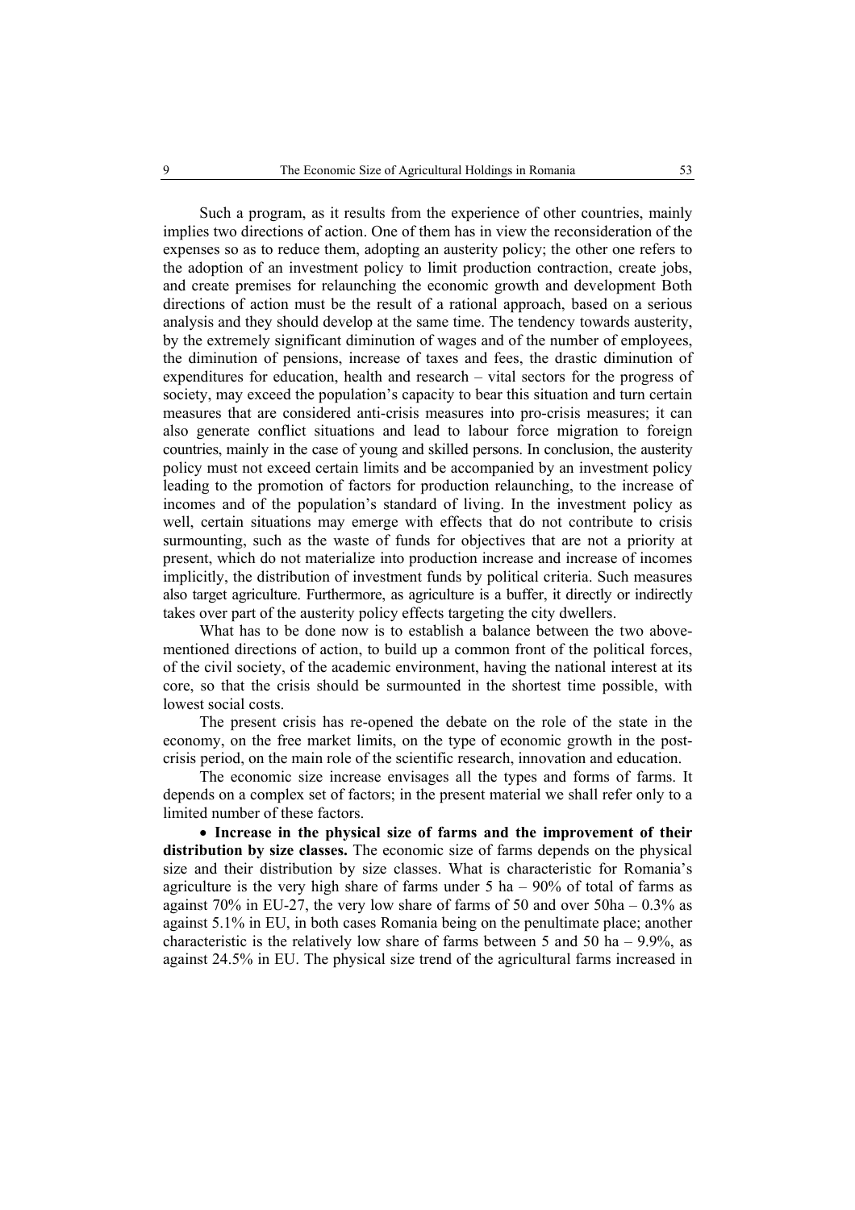Such a program, as it results from the experience of other countries, mainly implies two directions of action. One of them has in view the reconsideration of the expenses so as to reduce them, adopting an austerity policy; the other one refers to the adoption of an investment policy to limit production contraction, create jobs, and create premises for relaunching the economic growth and development Both directions of action must be the result of a rational approach, based on a serious analysis and they should develop at the same time. The tendency towards austerity, by the extremely significant diminution of wages and of the number of employees, the diminution of pensions, increase of taxes and fees, the drastic diminution of expenditures for education, health and research – vital sectors for the progress of society, may exceed the population's capacity to bear this situation and turn certain measures that are considered anti-crisis measures into pro-crisis measures; it can also generate conflict situations and lead to labour force migration to foreign countries, mainly in the case of young and skilled persons. In conclusion, the austerity policy must not exceed certain limits and be accompanied by an investment policy leading to the promotion of factors for production relaunching, to the increase of incomes and of the population's standard of living. In the investment policy as well, certain situations may emerge with effects that do not contribute to crisis surmounting, such as the waste of funds for objectives that are not a priority at present, which do not materialize into production increase and increase of incomes implicitly, the distribution of investment funds by political criteria. Such measures also target agriculture. Furthermore, as agriculture is a buffer, it directly or indirectly takes over part of the austerity policy effects targeting the city dwellers.

What has to be done now is to establish a balance between the two above-mentioned directions of action, to build up a common front of the political forces, of the civil society, of the academic environment, having the national interest at its core, so that the crisis should be surmounted in the shortest time possible, with lowest social costs.

The present crisis has re-opened the debate on the role of the state in the economy, on the free market limits, on the type of economic growth in the post-crisis period, on the main role of the scientific research, innovation and education.

The economic size increase envisages all the types and forms of farms. It depends on a complex set of factors; in the present material we shall refer only to a limited number of these factors.

- **Increase in the physical size of farms and the improvement of their distribution by size classes.** The economic size of farms depends on the physical size and their distribution by size classes. What is characteristic for Romania's agriculture is the very high share of farms under 5 ha – 90% of total of farms as against 70% in EU-27, the very low share of farms of 50 and over 50ha – 0.3% as against 5.1% in EU, in both cases Romania being on the penultimate place; another characteristic is the relatively low share of farms between 5 and 50 ha – 9.9%, as against 24.5% in EU. The physical size trend of the agricultural farms increased in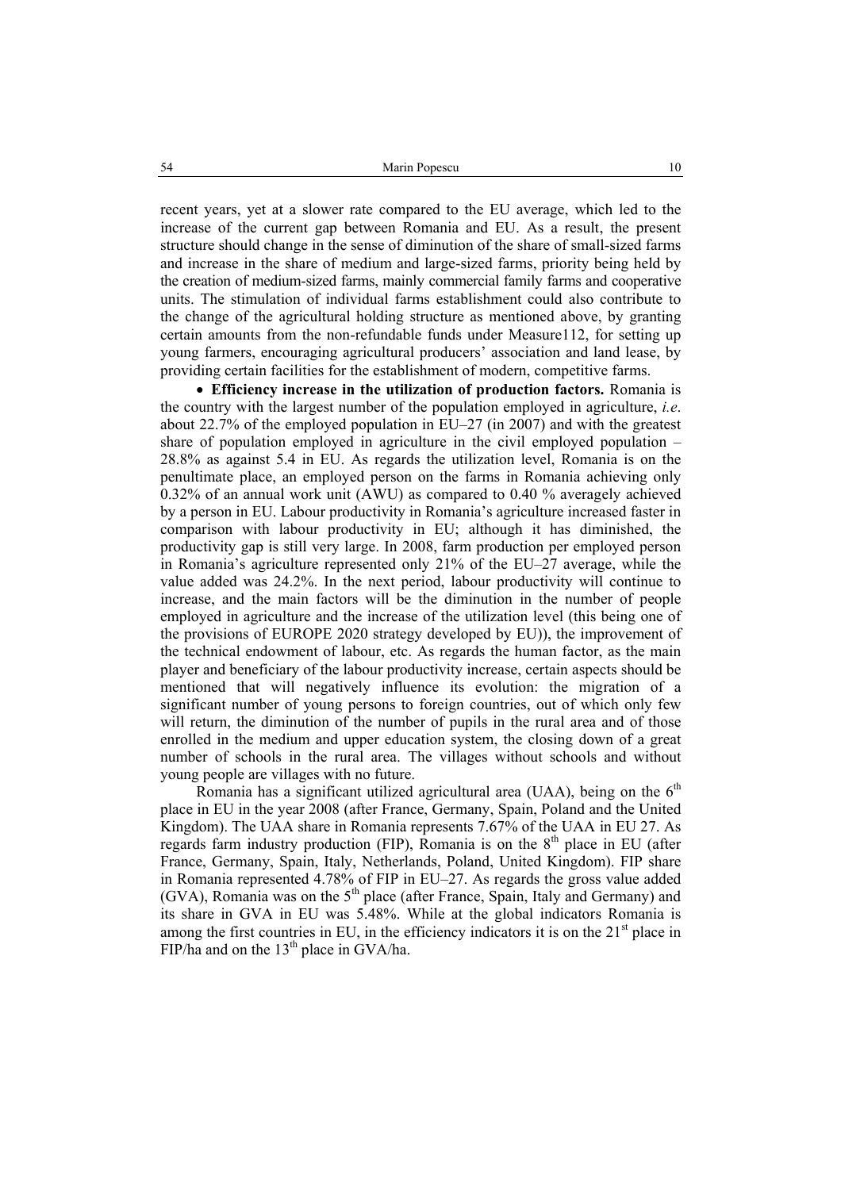recent years, yet at a slower rate compared to the EU average, which led to the increase of the current gap between Romania and EU. As a result, the present structure should change in the sense of diminution of the share of small-sized farms and increase in the share of medium and large-sized farms, priority being held by the creation of medium-sized farms, mainly commercial family farms and cooperative units. The stimulation of individual farms establishment could also contribute to the change of the agricultural holding structure as mentioned above, by granting certain amounts from the non-refundable funds under Measure112, for setting up young farmers, encouraging agricultural producers' association and land lease, by providing certain facilities for the establishment of modern, competitive farms.

- **Efficiency increase in the utilization of production factors.** Romania is the country with the largest number of the population employed in agriculture, *i.e*. about 22.7% of the employed population in EU–27 (in 2007) and with the greatest share of population employed in agriculture in the civil employed population – 28.8% as against 5.4 in EU. As regards the utilization level, Romania is on the penultimate place, an employed person on the farms in Romania achieving only 0.32% of an annual work unit (AWU) as compared to 0.40 % averagely achieved by a person in EU. Labour productivity in Romania's agriculture increased faster in comparison with labour productivity in EU; although it has diminished, the productivity gap is still very large. In 2008, farm production per employed person in Romania's agriculture represented only 21% of the EU–27 average, while the value added was 24.2%. In the next period, labour productivity will continue to increase, and the main factors will be the diminution in the number of people employed in agriculture and the increase of the utilization level (this being one of the provisions of EUROPE 2020 strategy developed by EU)), the improvement of the technical endowment of labour, etc. As regards the human factor, as the main player and beneficiary of the labour productivity increase, certain aspects should be mentioned that will negatively influence its evolution: the migration of a significant number of young persons to foreign countries, out of which only few will return, the diminution of the number of pupils in the rural area and of those enrolled in the medium and upper education system, the closing down of a great number of schools in the rural area. The villages without schools and without young people are villages with no future.

Romania has a significant utilized agricultural area (UAA), being on the 6th place in EU in the year 2008 (after France, Germany, Spain, Poland and the United Kingdom). The UAA share in Romania represents 7.67% of the UAA in EU 27. As regards farm industry production (FIP), Romania is on the 8th place in EU (after France, Germany, Spain, Italy, Netherlands, Poland, United Kingdom). FIP share in Romania represented 4.78% of FIP in EU–27. As regards the gross value added (GVA), Romania was on the 5th place (after France, Spain, Italy and Germany) and its share in GVA in EU was 5.48%. While at the global indicators Romania is among the first countries in EU, in the efficiency indicators it is on the 21st place in FIP/ha and on the 13th place in GVA/ha.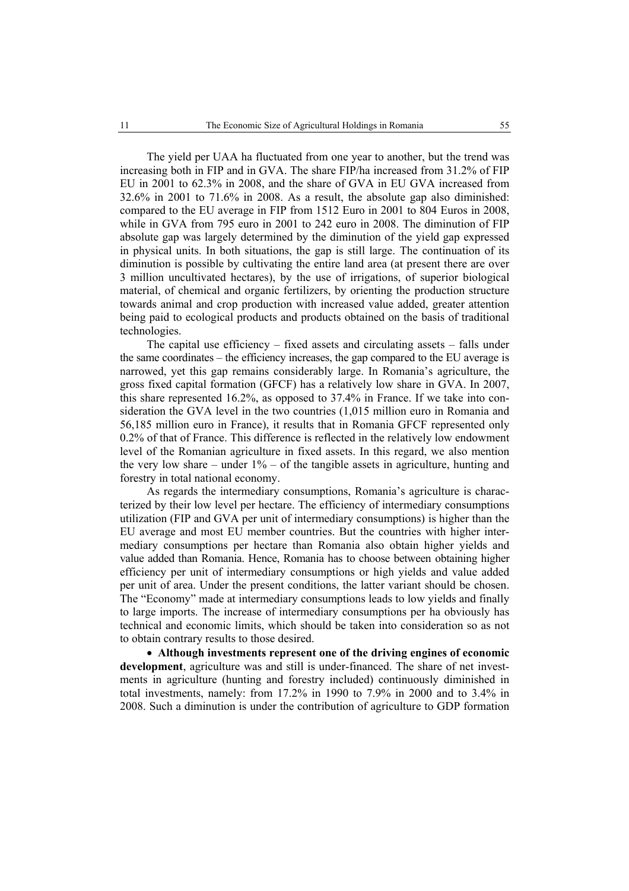The yield per UAA ha fluctuated from one year to another, but the trend was increasing both in FIP and in GVA. The share FIP/ha increased from 31.2% of FIP EU in 2001 to 62.3% in 2008, and the share of GVA in EU GVA increased from 32.6% in 2001 to 71.6% in 2008. As a result, the absolute gap also diminished: compared to the EU average in FIP from 1512 Euro in 2001 to 804 Euros in 2008, while in GVA from 795 euro in 2001 to 242 euro in 2008. The diminution of FIP absolute gap was largely determined by the diminution of the yield gap expressed in physical units. In both situations, the gap is still large. The continuation of its diminution is possible by cultivating the entire land area (at present there are over 3 million uncultivated hectares), by the use of irrigations, of superior biological material, of chemical and organic fertilizers, by orienting the production structure towards animal and crop production with increased value added, greater attention being paid to ecological products and products obtained on the basis of traditional technologies.

The capital use efficiency – fixed assets and circulating assets – falls under the same coordinates – the efficiency increases, the gap compared to the EU average is narrowed, yet this gap remains considerably large. In Romania's agriculture, the gross fixed capital formation (GFCF) has a relatively low share in GVA. In 2007, this share represented 16.2%, as opposed to 37.4% in France. If we take into consideration the GVA level in the two countries (1,015 million euro in Romania and 56,185 million euro in France), it results that in Romania GFCF represented only 0.2% of that of France. This difference is reflected in the relatively low endowment level of the Romanian agriculture in fixed assets. In this regard, we also mention the very low share – under 1% – of the tangible assets in agriculture, hunting and forestry in total national economy.

As regards the intermediary consumptions, Romania's agriculture is characterized by their low level per hectare. The efficiency of intermediary consumptions utilization (FIP and GVA per unit of intermediary consumptions) is higher than the EU average and most EU member countries. But the countries with higher intermediary consumptions per hectare than Romania also obtain higher yields and value added than Romania. Hence, Romania has to choose between obtaining higher efficiency per unit of intermediary consumptions or high yields and value added per unit of area. Under the present conditions, the latter variant should be chosen. The "Economy" made at intermediary consumptions leads to low yields and finally to large imports. The increase of intermediary consumptions per ha obviously has technical and economic limits, which should be taken into consideration so as not to obtain contrary results to those desired.

- **Although investments represent one of the driving engines of economic development**, agriculture was and still is under-financed. The share of net investments in agriculture (hunting and forestry included) continuously diminished in total investments, namely: from 17.2% in 1990 to 7.9% in 2000 and to 3.4% in 2008. Such a diminution is under the contribution of agriculture to GDP formation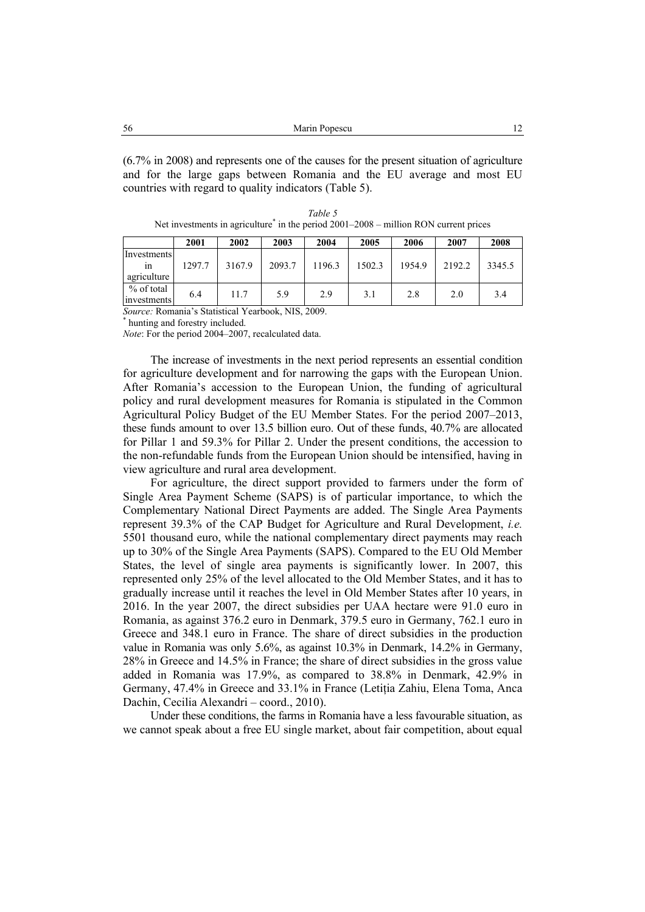(6.7% in 2008) and represents one of the causes for the present situation of agriculture and for the large gaps between Romania and the EU average and most EU countries with regard to quality indicators (Table 5).

*Table 5*

Net investments in agriculture* in the period 2001–2008 – million RON current prices

| | 2001 | 2002 | 2003 | 2004 | 2005 | 2006 | 2007 | 2008 |
|---|---|---|---|---|---|---|---|---|
| Investments in agriculture | 1297.7 | 3167.9 | 2093.7 | 1196.3 | 1502.3 | 1954.9 | 2192.2 | 3345.5 |
| % of total investments | 6.4 | 11.7 | 5.9 | 2.9 | 3.1 | 2.8 | 2.0 | 3.4 |

*Source:* Romania's Statistical Yearbook, NIS, 2009.

* hunting and forestry included.

*Note*: For the period 2004–2007, recalculated data.

The increase of investments in the next period represents an essential condition for agriculture development and for narrowing the gaps with the European Union. After Romania's accession to the European Union, the funding of agricultural policy and rural development measures for Romania is stipulated in the Common Agricultural Policy Budget of the EU Member States. For the period 2007–2013, these funds amount to over 13.5 billion euro. Out of these funds, 40.7% are allocated for Pillar 1 and 59.3% for Pillar 2. Under the present conditions, the accession to the non-refundable funds from the European Union should be intensified, having in view agriculture and rural area development.

For agriculture, the direct support provided to farmers under the form of Single Area Payment Scheme (SAPS) is of particular importance, to which the Complementary National Direct Payments are added. The Single Area Payments represent 39.3% of the CAP Budget for Agriculture and Rural Development, *i.e.* 5501 thousand euro, while the national complementary direct payments may reach up to 30% of the Single Area Payments (SAPS). Compared to the EU Old Member States, the level of single area payments is significantly lower. In 2007, this represented only 25% of the level allocated to the Old Member States, and it has to gradually increase until it reaches the level in Old Member States after 10 years, in 2016. In the year 2007, the direct subsidies per UAA hectare were 91.0 euro in Romania, as against 376.2 euro in Denmark, 379.5 euro in Germany, 762.1 euro in Greece and 348.1 euro in France. The share of direct subsidies in the production value in Romania was only 5.6%, as against 10.3% in Denmark, 14.2% in Germany, 28% in Greece and 14.5% in France; the share of direct subsidies in the gross value added in Romania was 17.9%, as compared to 38.8% in Denmark, 42.9% in Germany, 47.4% in Greece and 33.1% in France (Letiția Zahiu, Elena Toma, Anca Dachin, Cecilia Alexandri – coord., 2010).

Under these conditions, the farms in Romania have a less favourable situation, as we cannot speak about a free EU single market, about fair competition, about equal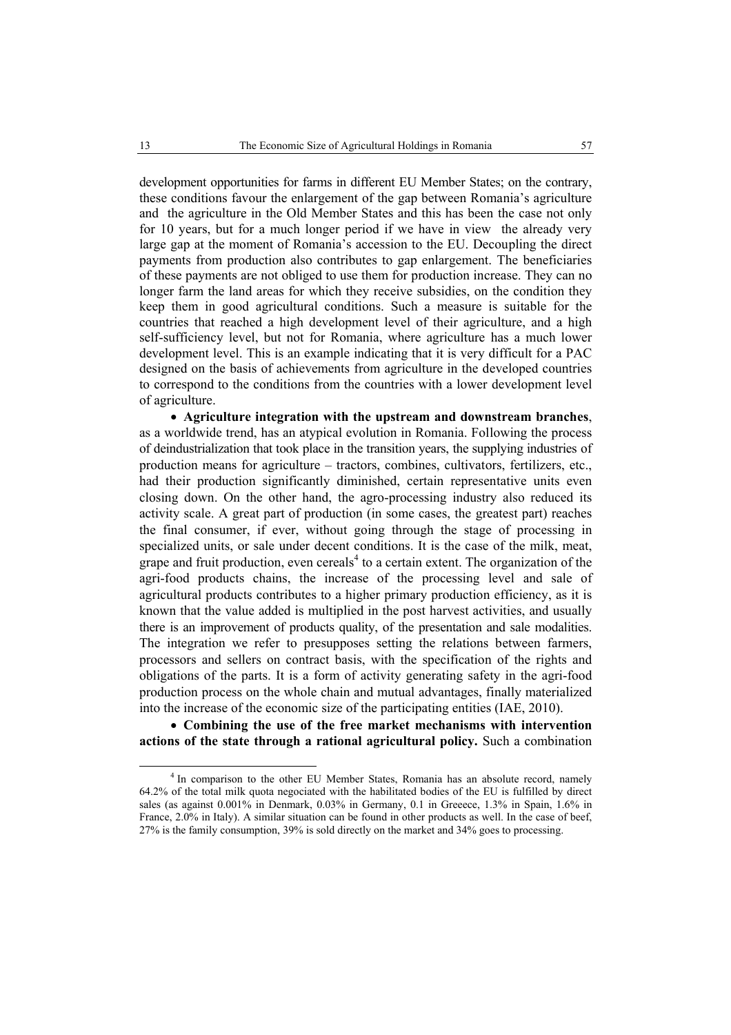development opportunities for farms in different EU Member States; on the contrary, these conditions favour the enlargement of the gap between Romania's agriculture and the agriculture in the Old Member States and this has been the case not only for 10 years, but for a much longer period if we have in view the already very large gap at the moment of Romania's accession to the EU. Decoupling the direct payments from production also contributes to gap enlargement. The beneficiaries of these payments are not obliged to use them for production increase. They can no longer farm the land areas for which they receive subsidies, on the condition they keep them in good agricultural conditions. Such a measure is suitable for the countries that reached a high development level of their agriculture, and a high self-sufficiency level, but not for Romania, where agriculture has a much lower development level. This is an example indicating that it is very difficult for a PAC designed on the basis of achievements from agriculture in the developed countries to correspond to the conditions from the countries with a lower development level of agriculture.

- **Agriculture integration with the upstream and downstream branches**, as a worldwide trend, has an atypical evolution in Romania. Following the process of deindustrialization that took place in the transition years, the supplying industries of production means for agriculture – tractors, combines, cultivators, fertilizers, etc., had their production significantly diminished, certain representative units even closing down. On the other hand, the agro-processing industry also reduced its activity scale. A great part of production (in some cases, the greatest part) reaches the final consumer, if ever, without going through the stage of processing in specialized units, or sale under decent conditions. It is the case of the milk, meat, grape and fruit production, even cereals[4] to a certain extent. The organization of the agri-food products chains, the increase of the processing level and sale of agricultural products contributes to a higher primary production efficiency, as it is known that the value added is multiplied in the post harvest activities, and usually there is an improvement of products quality, of the presentation and sale modalities. The integration we refer to presupposes setting the relations between farmers, processors and sellers on contract basis, with the specification of the rights and obligations of the parts. It is a form of activity generating safety in the agri-food production process on the whole chain and mutual advantages, finally materialized into the increase of the economic size of the participating entities (IAE, 2010).

- **Combining the use of the free market mechanisms with intervention actions of the state through a rational agricultural policy.** Such a combination

[4] In comparison to the other EU Member States, Romania has an absolute record, namely 64.2% of the total milk quota negociated with the habilitated bodies of the EU is fulfilled by direct sales (as against 0.001% in Denmark, 0.03% in Germany, 0.1 in Greeece, 1.3% in Spain, 1.6% in France, 2.0% in Italy). A similar situation can be found in other products as well. In the case of beef, 27% is the family consumption, 39% is sold directly on the market and 34% goes to processing.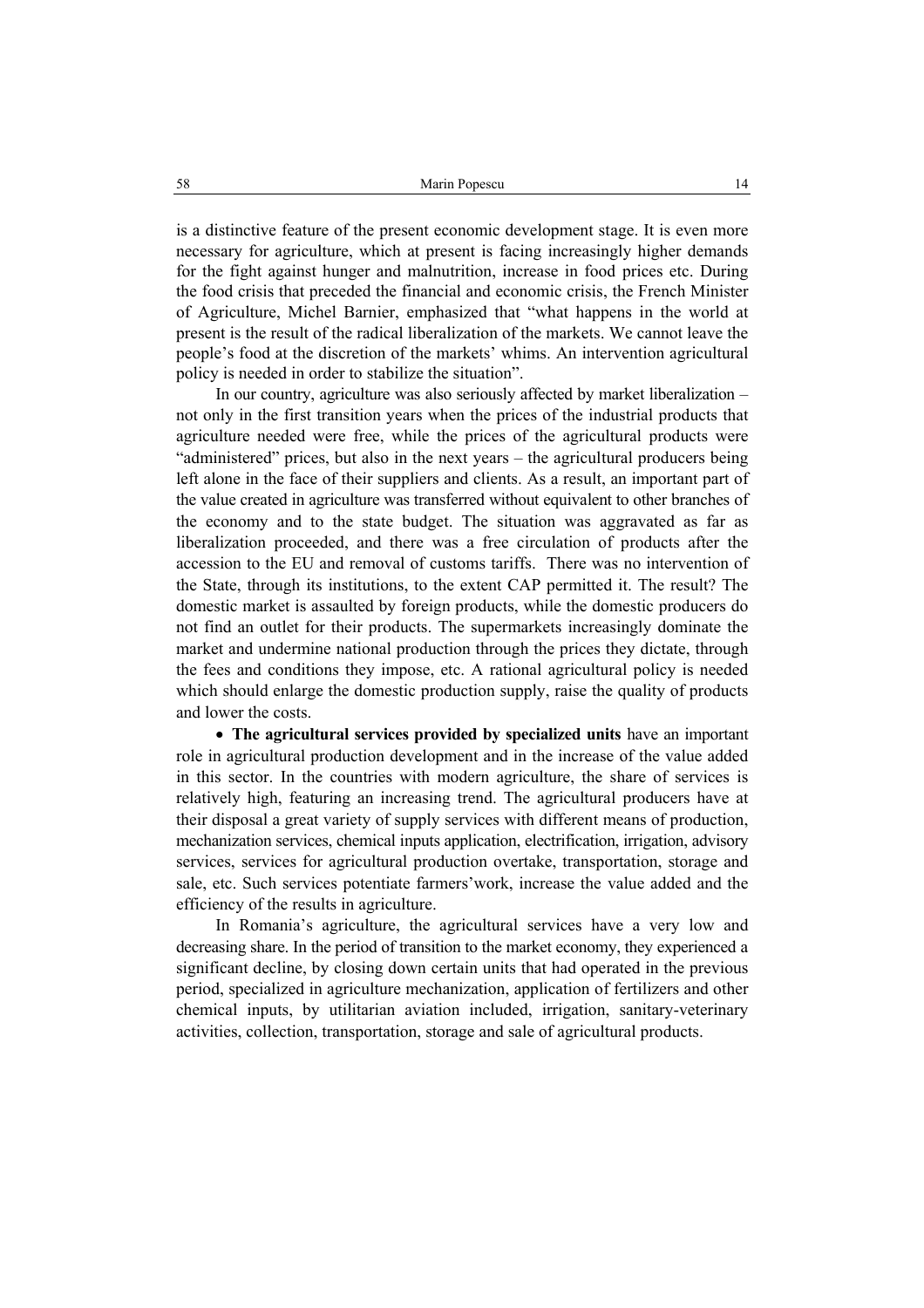is a distinctive feature of the present economic development stage. It is even more necessary for agriculture, which at present is facing increasingly higher demands for the fight against hunger and malnutrition, increase in food prices etc. During the food crisis that preceded the financial and economic crisis, the French Minister of Agriculture, Michel Barnier, emphasized that "what happens in the world at present is the result of the radical liberalization of the markets. We cannot leave the people's food at the discretion of the markets' whims. An intervention agricultural policy is needed in order to stabilize the situation".

In our country, agriculture was also seriously affected by market liberalization – not only in the first transition years when the prices of the industrial products that agriculture needed were free, while the prices of the agricultural products were "administered" prices, but also in the next years – the agricultural producers being left alone in the face of their suppliers and clients. As a result, an important part of the value created in agriculture was transferred without equivalent to other branches of the economy and to the state budget. The situation was aggravated as far as liberalization proceeded, and there was a free circulation of products after the accession to the EU and removal of customs tariffs. There was no intervention of the State, through its institutions, to the extent CAP permitted it. The result? The domestic market is assaulted by foreign products, while the domestic producers do not find an outlet for their products. The supermarkets increasingly dominate the market and undermine national production through the prices they dictate, through the fees and conditions they impose, etc. A rational agricultural policy is needed which should enlarge the domestic production supply, raise the quality of products and lower the costs.

- **The agricultural services provided by specialized units** have an important role in agricultural production development and in the increase of the value added in this sector. In the countries with modern agriculture, the share of services is relatively high, featuring an increasing trend. The agricultural producers have at their disposal a great variety of supply services with different means of production, mechanization services, chemical inputs application, electrification, irrigation, advisory services, services for agricultural production overtake, transportation, storage and sale, etc. Such services potentiate farmers'work, increase the value added and the efficiency of the results in agriculture.

In Romania's agriculture, the agricultural services have a very low and decreasing share. In the period of transition to the market economy, they experienced a significant decline, by closing down certain units that had operated in the previous period, specialized in agriculture mechanization, application of fertilizers and other chemical inputs, by utilitarian aviation included, irrigation, sanitary-veterinary activities, collection, transportation, storage and sale of agricultural products.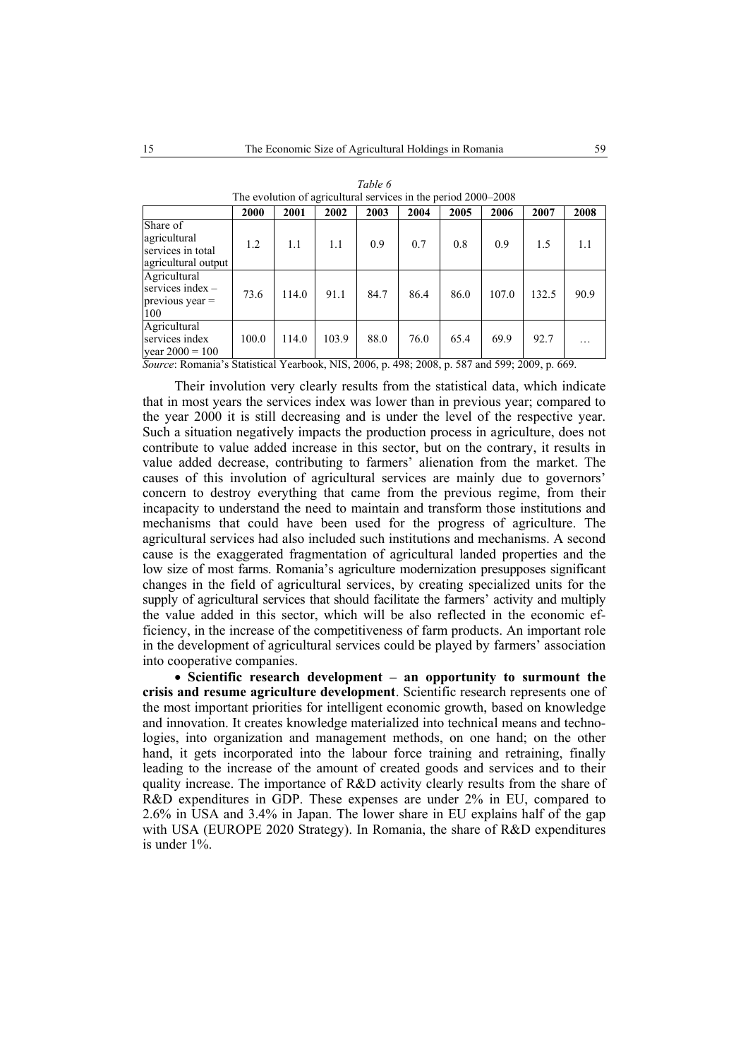*Table 6*

The evolution of agricultural services in the period 2000–2008

| | 2000 | 2001 | 2002 | 2003 | 2004 | 2005 | 2006 | 2007 | 2008 |
|---|---|---|---|---|---|---|---|---|---|
| Share of agricultural services in total agricultural output | 1.2 | 1.1 | 1.1 | 0.9 | 0.7 | 0.8 | 0.9 | 1.5 | 1.1 |
| Agricultural services index – previous year = 100 | 73.6 | 114.0 | 91.1 | 84.7 | 86.4 | 86.0 | 107.0 | 132.5 | 90.9 |
| Agricultural services index year 2000 = 100 | 100.0 | 114.0 | 103.9 | 88.0 | 76.0 | 65.4 | 69.9 | 92.7 | … |

*Source*: Romania's Statistical Yearbook, NIS, 2006, p. 498; 2008, p. 587 and 599; 2009, p. 669.

Their involution very clearly results from the statistical data, which indicate that in most years the services index was lower than in previous year; compared to the year 2000 it is still decreasing and is under the level of the respective year. Such a situation negatively impacts the production process in agriculture, does not contribute to value added increase in this sector, but on the contrary, it results in value added decrease, contributing to farmers' alienation from the market. The causes of this involution of agricultural services are mainly due to governors' concern to destroy everything that came from the previous regime, from their incapacity to understand the need to maintain and transform those institutions and mechanisms that could have been used for the progress of agriculture. The agricultural services had also included such institutions and mechanisms. A second cause is the exaggerated fragmentation of agricultural landed properties and the low size of most farms. Romania's agriculture modernization presupposes significant changes in the field of agricultural services, by creating specialized units for the supply of agricultural services that should facilitate the farmers' activity and multiply the value added in this sector, which will be also reflected in the economic efficiency, in the increase of the competitiveness of farm products. An important role in the development of agricultural services could be played by farmers' association into cooperative companies.

- **Scientific research development – an opportunity to surmount the crisis and resume agriculture development**. Scientific research represents one of the most important priorities for intelligent economic growth, based on knowledge and innovation. It creates knowledge materialized into technical means and technologies, into organization and management methods, on one hand; on the other hand, it gets incorporated into the labour force training and retraining, finally leading to the increase of the amount of created goods and services and to their quality increase. The importance of R&D activity clearly results from the share of R&D expenditures in GDP. These expenses are under 2% in EU, compared to 2.6% in USA and 3.4% in Japan. The lower share in EU explains half of the gap with USA (EUROPE 2020 Strategy). In Romania, the share of R&D expenditures is under 1%.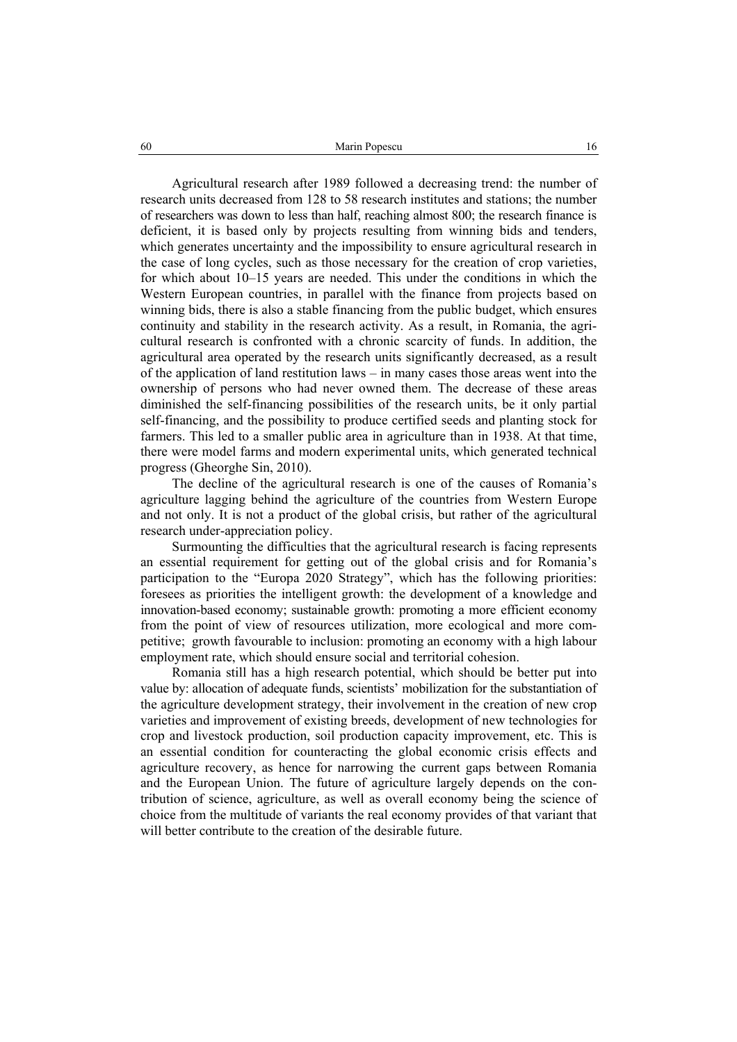Agricultural research after 1989 followed a decreasing trend: the number of research units decreased from 128 to 58 research institutes and stations; the number of researchers was down to less than half, reaching almost 800; the research finance is deficient, it is based only by projects resulting from winning bids and tenders, which generates uncertainty and the impossibility to ensure agricultural research in the case of long cycles, such as those necessary for the creation of crop varieties, for which about 10–15 years are needed. This under the conditions in which the Western European countries, in parallel with the finance from projects based on winning bids, there is also a stable financing from the public budget, which ensures continuity and stability in the research activity. As a result, in Romania, the agricultural research is confronted with a chronic scarcity of funds. In addition, the agricultural area operated by the research units significantly decreased, as a result of the application of land restitution laws – in many cases those areas went into the ownership of persons who had never owned them. The decrease of these areas diminished the self-financing possibilities of the research units, be it only partial self-financing, and the possibility to produce certified seeds and planting stock for farmers. This led to a smaller public area in agriculture than in 1938. At that time, there were model farms and modern experimental units, which generated technical progress (Gheorghe Sin, 2010).

The decline of the agricultural research is one of the causes of Romania's agriculture lagging behind the agriculture of the countries from Western Europe and not only. It is not a product of the global crisis, but rather of the agricultural research under-appreciation policy.

Surmounting the difficulties that the agricultural research is facing represents an essential requirement for getting out of the global crisis and for Romania's participation to the "Europa 2020 Strategy", which has the following priorities: foresees as priorities the intelligent growth: the development of a knowledge and innovation-based economy; sustainable growth: promoting a more efficient economy from the point of view of resources utilization, more ecological and more competitive; growth favourable to inclusion: promoting an economy with a high labour employment rate, which should ensure social and territorial cohesion.

Romania still has a high research potential, which should be better put into value by: allocation of adequate funds, scientists' mobilization for the substantiation of the agriculture development strategy, their involvement in the creation of new crop varieties and improvement of existing breeds, development of new technologies for crop and livestock production, soil production capacity improvement, etc. This is an essential condition for counteracting the global economic crisis effects and agriculture recovery, as hence for narrowing the current gaps between Romania and the European Union. The future of agriculture largely depends on the contribution of science, agriculture, as well as overall economy being the science of choice from the multitude of variants the real economy provides of that variant that will better contribute to the creation of the desirable future.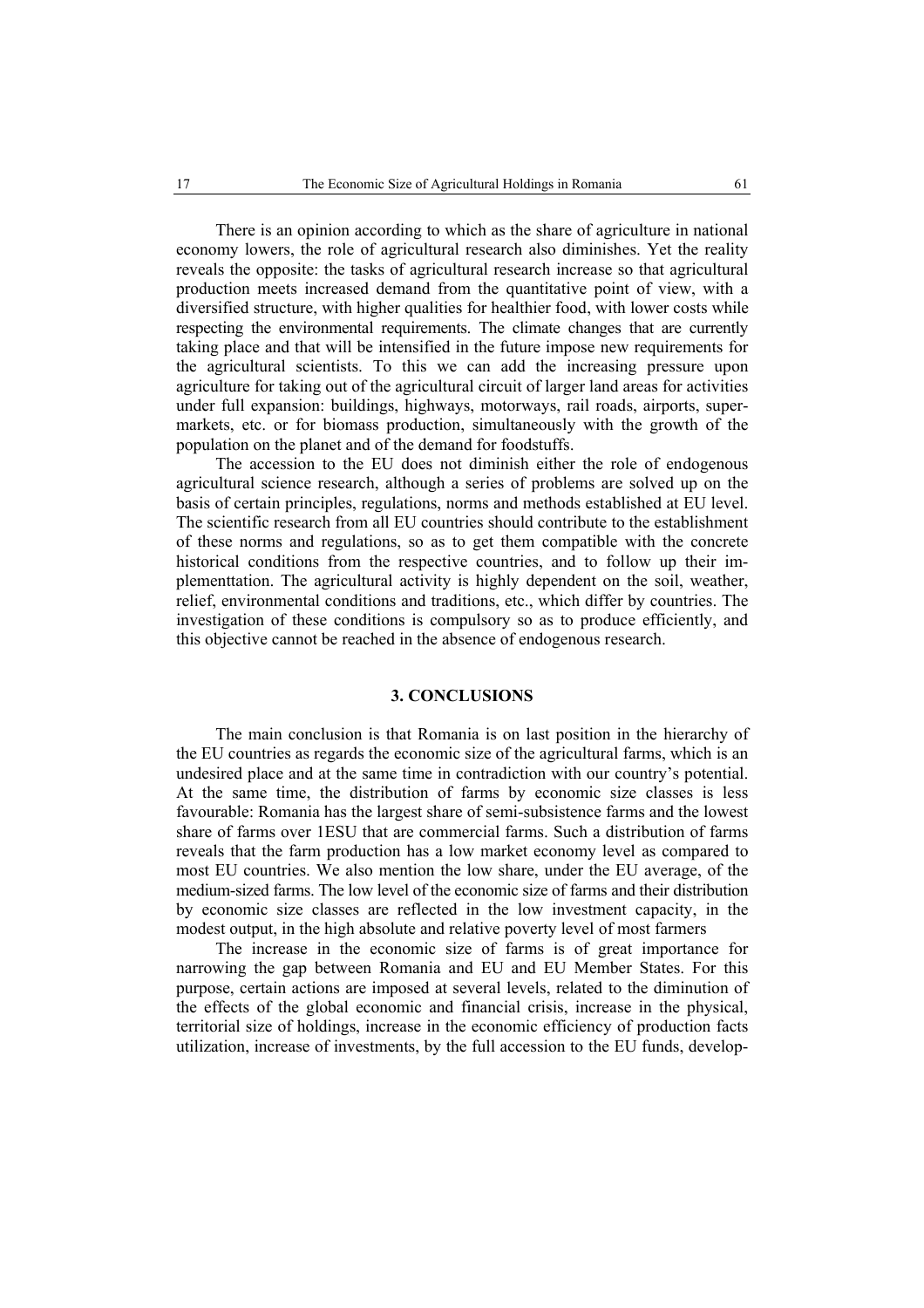There is an opinion according to which as the share of agriculture in national economy lowers, the role of agricultural research also diminishes. Yet the reality reveals the opposite: the tasks of agricultural research increase so that agricultural production meets increased demand from the quantitative point of view, with a diversified structure, with higher qualities for healthier food, with lower costs while respecting the environmental requirements. The climate changes that are currently taking place and that will be intensified in the future impose new requirements for the agricultural scientists. To this we can add the increasing pressure upon agriculture for taking out of the agricultural circuit of larger land areas for activities under full expansion: buildings, highways, motorways, rail roads, airports, supermarkets, etc. or for biomass production, simultaneously with the growth of the population on the planet and of the demand for foodstuffs.

The accession to the EU does not diminish either the role of endogenous agricultural science research, although a series of problems are solved up on the basis of certain principles, regulations, norms and methods established at EU level. The scientific research from all EU countries should contribute to the establishment of these norms and regulations, so as to get them compatible with the concrete historical conditions from the respective countries, and to follow up their implementtation. The agricultural activity is highly dependent on the soil, weather, relief, environmental conditions and traditions, etc., which differ by countries. The investigation of these conditions is compulsory so as to produce efficiently, and this objective cannot be reached in the absence of endogenous research.

## 3. CONCLUSIONS

The main conclusion is that Romania is on last position in the hierarchy of the EU countries as regards the economic size of the agricultural farms, which is an undesired place and at the same time in contradiction with our country's potential. At the same time, the distribution of farms by economic size classes is less favourable: Romania has the largest share of semi-subsistence farms and the lowest share of farms over 1ESU that are commercial farms. Such a distribution of farms reveals that the farm production has a low market economy level as compared to most EU countries. We also mention the low share, under the EU average, of the medium-sized farms. The low level of the economic size of farms and their distribution by economic size classes are reflected in the low investment capacity, in the modest output, in the high absolute and relative poverty level of most farmers

The increase in the economic size of farms is of great importance for narrowing the gap between Romania and EU and EU Member States. For this purpose, certain actions are imposed at several levels, related to the diminution of the effects of the global economic and financial crisis, increase in the physical, territorial size of holdings, increase in the economic efficiency of production facts utilization, increase of investments, by the full accession to the EU funds, develop-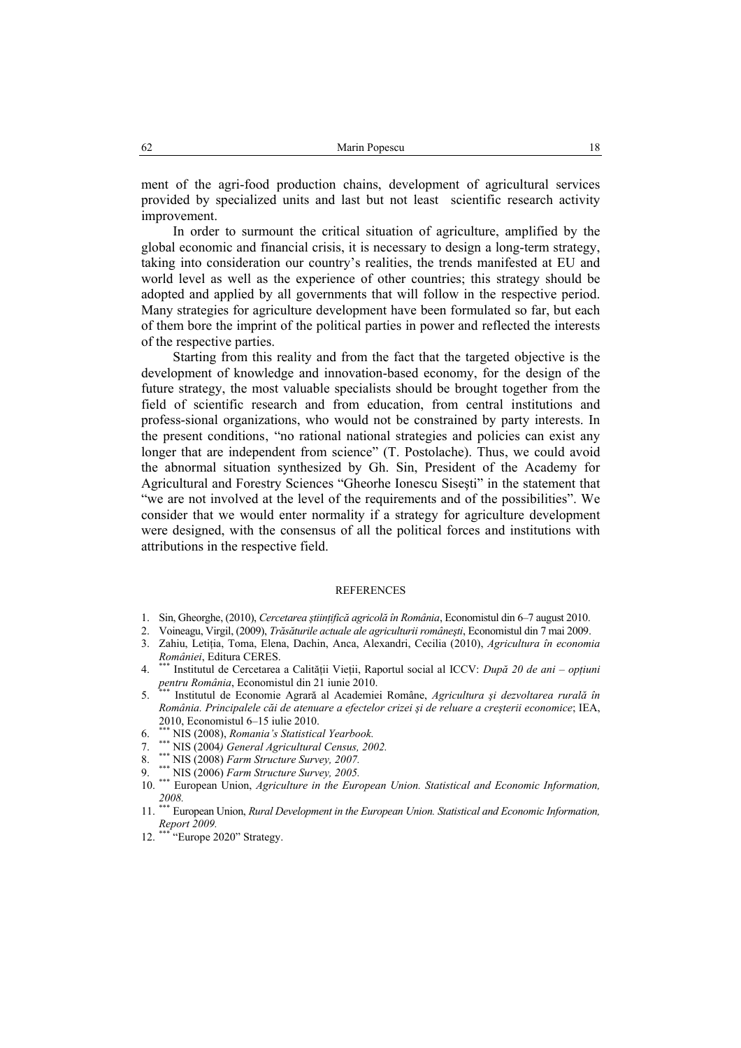ment of the agri-food production chains, development of agricultural services provided by specialized units and last but not least scientific research activity improvement.

In order to surmount the critical situation of agriculture, amplified by the global economic and financial crisis, it is necessary to design a long-term strategy, taking into consideration our country's realities, the trends manifested at EU and world level as well as the experience of other countries; this strategy should be adopted and applied by all governments that will follow in the respective period. Many strategies for agriculture development have been formulated so far, but each of them bore the imprint of the political parties in power and reflected the interests of the respective parties.

Starting from this reality and from the fact that the targeted objective is the development of knowledge and innovation-based economy, for the design of the future strategy, the most valuable specialists should be brought together from the field of scientific research and from education, from central institutions and profess-sional organizations, who would not be constrained by party interests. In the present conditions, "no rational national strategies and policies can exist any longer that are independent from science" (T. Postolache). Thus, we could avoid the abnormal situation synthesized by Gh. Sin, President of the Academy for Agricultural and Forestry Sciences "Gheorhe Ionescu Siseşti" in the statement that "we are not involved at the level of the requirements and of the possibilities". We consider that we would enter normality if a strategy for agriculture development were designed, with the consensus of all the political forces and institutions with attributions in the respective field.

## REFERENCES

1. Sin, Gheorghe, (2010), *Cercetarea ştiinţifică agricolă în România*, Economistul din 6–7 august 2010.
2. Voineagu, Virgil, (2009), *Trăsăturile actuale ale agriculturii româneşti*, Economistul din 7 mai 2009.
3. Zahiu, Letiţia, Toma, Elena, Dachin, Anca, Alexandri, Cecilia (2010), *Agricultura în economia României*, Editura CERES.
4. *** Institutul de Cercetarea a Calităţii Vieţii, Raportul social al ICCV: *După 20 de ani – opţiuni pentru România*, Economistul din 21 iunie 2010.
5. *** Institutul de Economie Agrară al Academiei Române, *Agricultura şi dezvoltarea rurală în România. Principalele căi de atenuare a efectelor crizei şi de reluare a creşterii economice*; IEA, 2010, Economistul 6–15 iulie 2010.
6. *** NIS (2008), *Romania's Statistical Yearbook.*
7. *** NIS (2004*) General Agricultural Census, 2002.*
8. *** NIS (2008) *Farm Structure Survey, 2007.*
9. *** NIS (2006) *Farm Structure Survey, 2005.*
10. *** European Union, *Agriculture in the European Union. Statistical and Economic Information, 2008.*
11. *** European Union, *Rural Development in the European Union. Statistical and Economic Information, Report 2009.*
12. *** "Europe 2020" Strategy.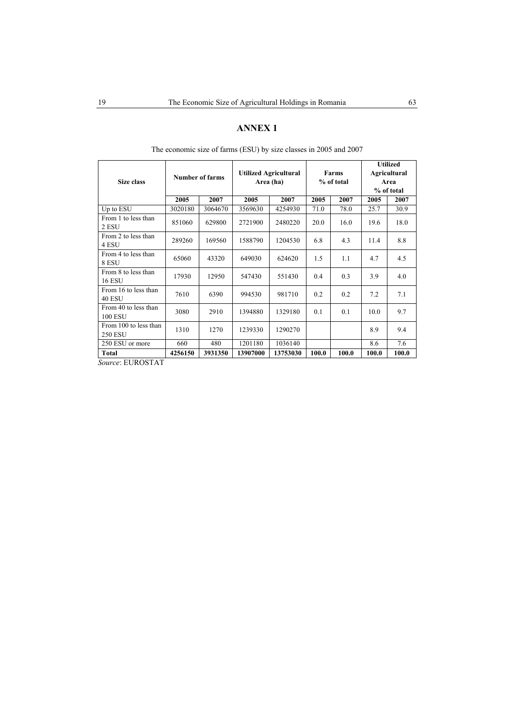## ANNEX 1

The economic size of farms (ESU) by size classes in 2005 and 2007

| Size class | Number of farms | | Utilized Agricultural Area (ha) | | Farms % of total | | Utilized Agricultural Area % of total | |
|---|---|---|---|---|---|---|---|---|
| | 2005 | 2007 | 2005 | 2007 | 2005 | 2007 | 2005 | 2007 |
| Up to ESU | 3020180 | 3064670 | 3569630 | 4254930 | 71.0 | 78.0 | 25.7 | 30.9 |
| From 1 to less than 2 ESU | 851060 | 629800 | 2721900 | 2480220 | 20.0 | 16.0 | 19.6 | 18.0 |
| From 2 to less than 4 ESU | 289260 | 169560 | 1588790 | 1204530 | 6.8 | 4.3 | 11.4 | 8.8 |
| From 4 to less than 8 ESU | 65060 | 43320 | 649030 | 624620 | 1.5 | 1.1 | 4.7 | 4.5 |
| From 8 to less than 16 ESU | 17930 | 12950 | 547430 | 551430 | 0.4 | 0.3 | 3.9 | 4.0 |
| From 16 to less than 40 ESU | 7610 | 6390 | 994530 | 981710 | 0.2 | 0.2 | 7.2 | 7.1 |
| From 40 to less than 100 ESU | 3080 | 2910 | 1394880 | 1329180 | 0.1 | 0.1 | 10.0 | 9.7 |
| From 100 to less than 250 ESU | 1310 | 1270 | 1239330 | 1290270 | | | 8.9 | 9.4 |
| 250 ESU or more | 660 | 480 | 1201180 | 1036140 | | | 8.6 | 7.6 |
| **Total** | **4256150** | **3931350** | **13907000** | **13753030** | **100.0** | **100.0** | **100.0** | **100.0** |

*Source*: EUROSTAT